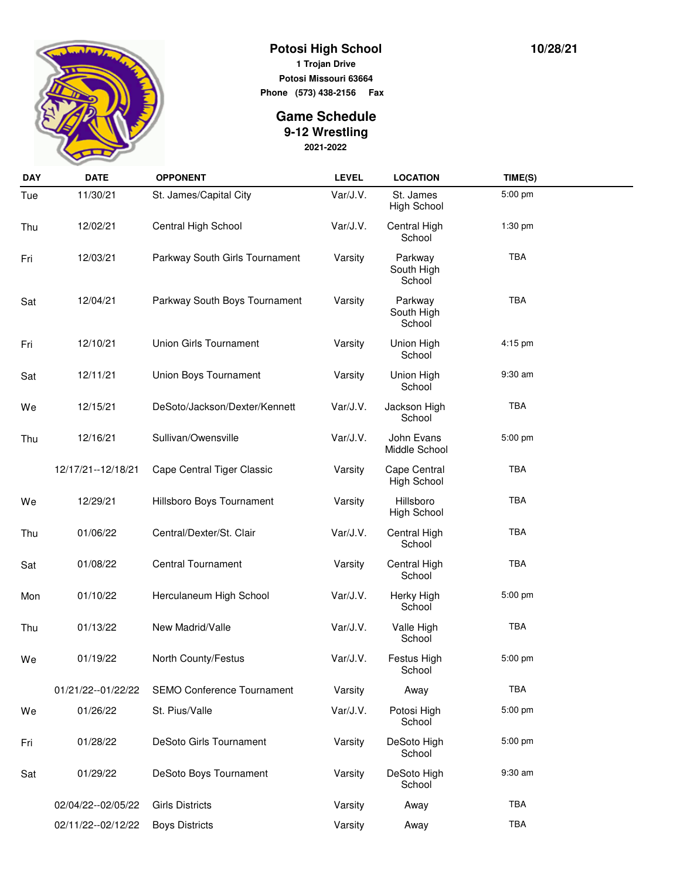# Potosi High School

**1 Trojan Drive**
**Potosi Missouri 63664**
**Phone (573) 438-2156 Fax**

**10/28/21**

## Game Schedule
## 9-12 Wrestling
**2021-2022**

| DAY | DATE | OPPONENT | LEVEL | LOCATION | TIME(S) |
|---|---|---|---|---|---|
| Tue | 11/30/21 | St. James/Capital City | Var/J.V. | St. James High School | 5:00 pm |
| Thu | 12/02/21 | Central High School | Var/J.V. | Central High School | 1:30 pm |
| Fri | 12/03/21 | Parkway South Girls Tournament | Varsity | Parkway South High School | TBA |
| Sat | 12/04/21 | Parkway South Boys Tournament | Varsity | Parkway South High School | TBA |
| Fri | 12/10/21 | Union Girls Tournament | Varsity | Union High School | 4:15 pm |
| Sat | 12/11/21 | Union Boys Tournament | Varsity | Union High School | 9:30 am |
| We | 12/15/21 | DeSoto/Jackson/Dexter/Kennett | Var/J.V. | Jackson High School | TBA |
| Thu | 12/16/21 | Sullivan/Owensville | Var/J.V. | John Evans Middle School | 5:00 pm |
| | 12/17/21--12/18/21 | Cape Central Tiger Classic | Varsity | Cape Central High School | TBA |
| We | 12/29/21 | Hillsboro Boys Tournament | Varsity | Hillsboro High School | TBA |
| Thu | 01/06/22 | Central/Dexter/St. Clair | Var/J.V. | Central High School | TBA |
| Sat | 01/08/22 | Central Tournament | Varsity | Central High School | TBA |
| Mon | 01/10/22 | Herculaneum High School | Var/J.V. | Herky High School | 5:00 pm |
| Thu | 01/13/22 | New Madrid/Valle | Var/J.V. | Valle High School | TBA |
| We | 01/19/22 | North County/Festus | Var/J.V. | Festus High School | 5:00 pm |
| | 01/21/22--01/22/22 | SEMO Conference Tournament | Varsity | Away | TBA |
| We | 01/26/22 | St. Pius/Valle | Var/J.V. | Potosi High School | 5:00 pm |
| Fri | 01/28/22 | DeSoto Girls Tournament | Varsity | DeSoto High School | 5:00 pm |
| Sat | 01/29/22 | DeSoto Boys Tournament | Varsity | DeSoto High School | 9:30 am |
| | 02/04/22--02/05/22 | Girls Districts | Varsity | Away | TBA |
| | 02/11/22--02/12/22 | Boys Districts | Varsity | Away | TBA |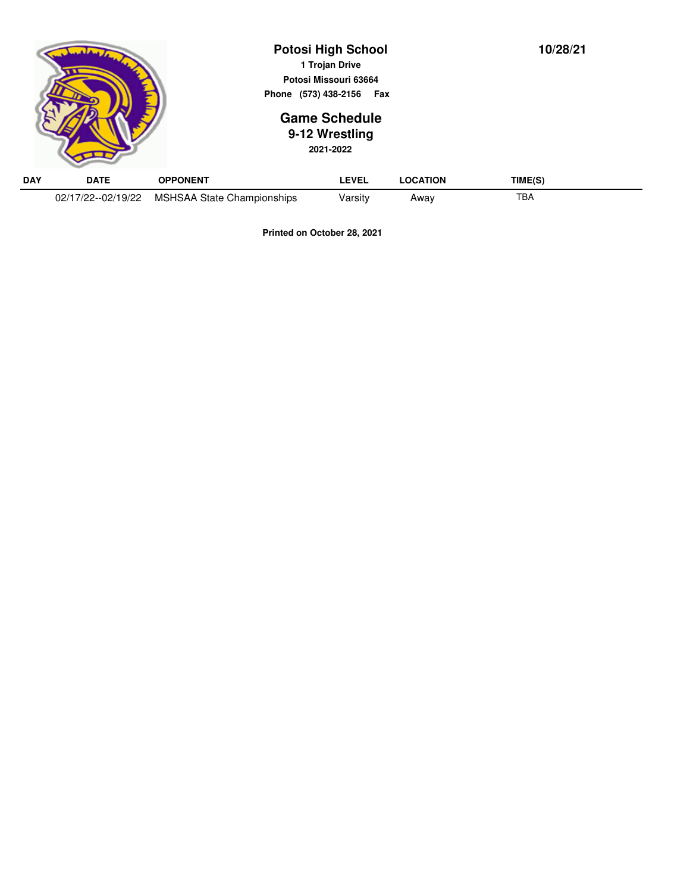**Potosi High School**

1 Trojan Drive

Potosi Missouri 63664

Phone (573) 438-2156 Fax

10/28/21

## Game Schedule

### 9-12 Wrestling

2021-2022

| DAY | DATE | OPPONENT | LEVEL | LOCATION | TIME(S) |
|---|---|---|---|---|---|
| | 02/17/22--02/19/22 | MSHSAA State Championships | Varsity | Away | TBA |

**Printed on October 28, 2021**